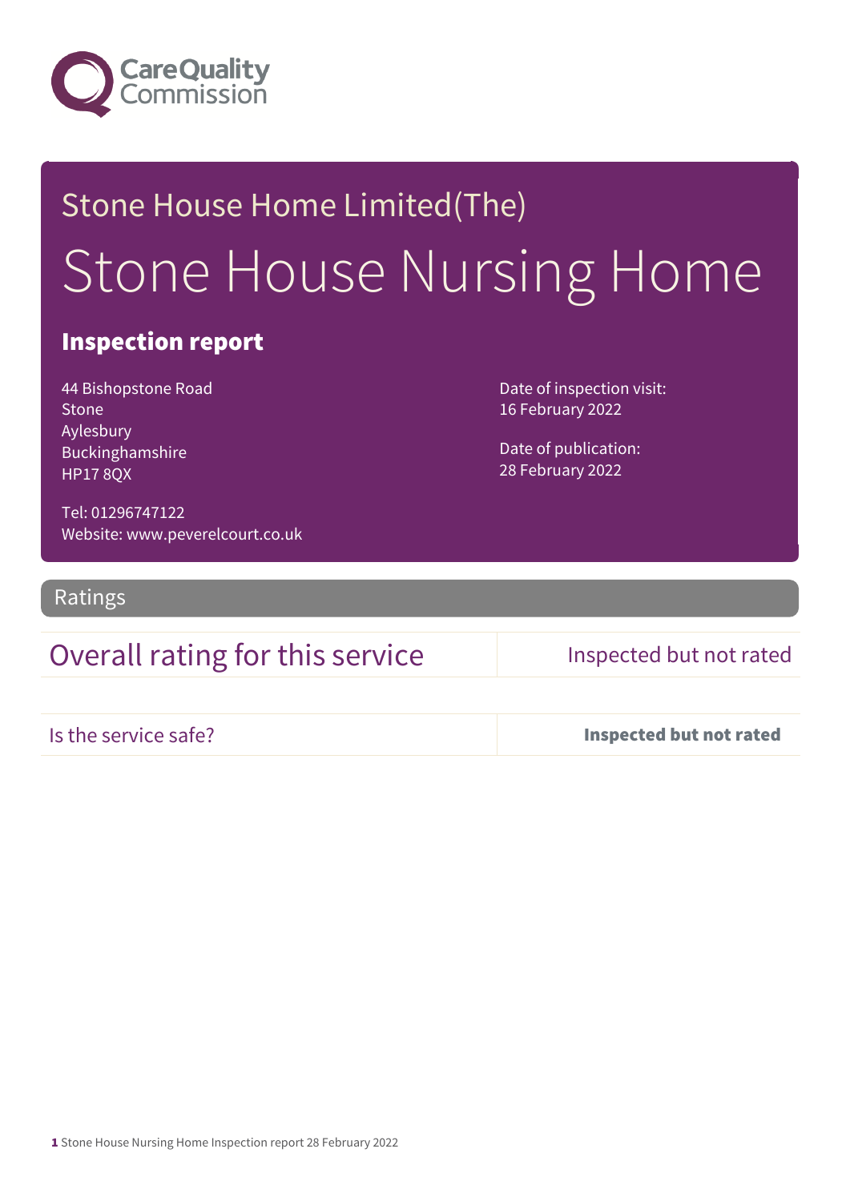Stone House Home Limited(The)

# Stone House Nursing Home

## Inspection report

44 Bishopstone Road
Stone
Aylesbury
Buckinghamshire
HP17 8QX

Tel: 01296747122
Website: www.peverelcourt.co.uk

Date of inspection visit:
16 February 2022

Date of publication:
28 February 2022

## Ratings

| Overall rating for this service | Inspected but not rated |
|---|---|
| Is the service safe? | **Inspected but not rated** |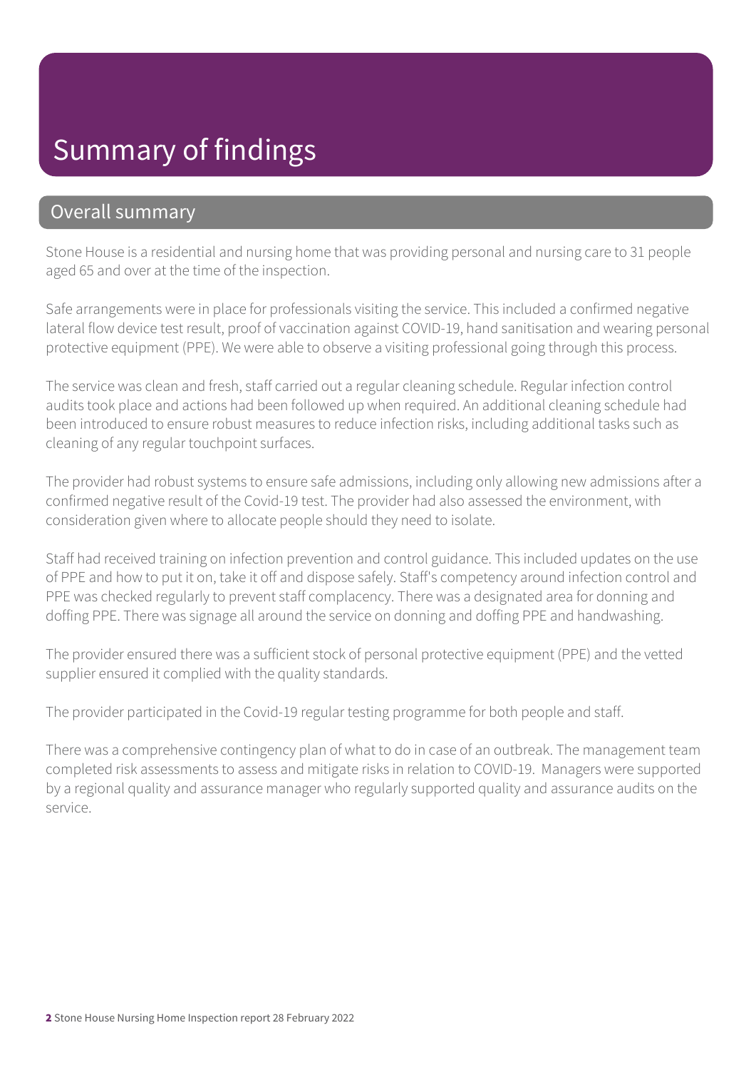# Summary of findings

## Overall summary

Stone House is a residential and nursing home that was providing personal and nursing care to 31 people aged 65 and over at the time of the inspection.

Safe arrangements were in place for professionals visiting the service. This included a confirmed negative lateral flow device test result, proof of vaccination against COVID-19, hand sanitisation and wearing personal protective equipment (PPE). We were able to observe a visiting professional going through this process.

The service was clean and fresh, staff carried out a regular cleaning schedule. Regular infection control audits took place and actions had been followed up when required. An additional cleaning schedule had been introduced to ensure robust measures to reduce infection risks, including additional tasks such as cleaning of any regular touchpoint surfaces.

The provider had robust systems to ensure safe admissions, including only allowing new admissions after a confirmed negative result of the Covid-19 test. The provider had also assessed the environment, with consideration given where to allocate people should they need to isolate.

Staff had received training on infection prevention and control guidance. This included updates on the use of PPE and how to put it on, take it off and dispose safely. Staff's competency around infection control and PPE was checked regularly to prevent staff complacency. There was a designated area for donning and doffing PPE. There was signage all around the service on donning and doffing PPE and handwashing.

The provider ensured there was a sufficient stock of personal protective equipment (PPE) and the vetted supplier ensured it complied with the quality standards.

The provider participated in the Covid-19 regular testing programme for both people and staff.

There was a comprehensive contingency plan of what to do in case of an outbreak. The management team completed risk assessments to assess and mitigate risks in relation to COVID-19. Managers were supported by a regional quality and assurance manager who regularly supported quality and assurance audits on the service.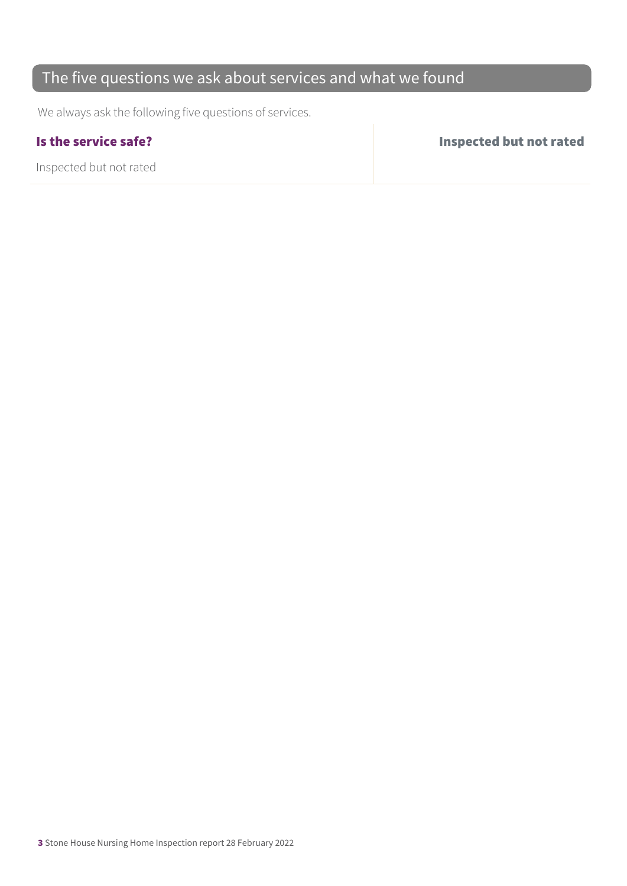## The five questions we ask about services and what we found

We always ask the following five questions of services.

| **Is the service safe?** | **Inspected but not rated** |
| --- | --- |
| Inspected but not rated | |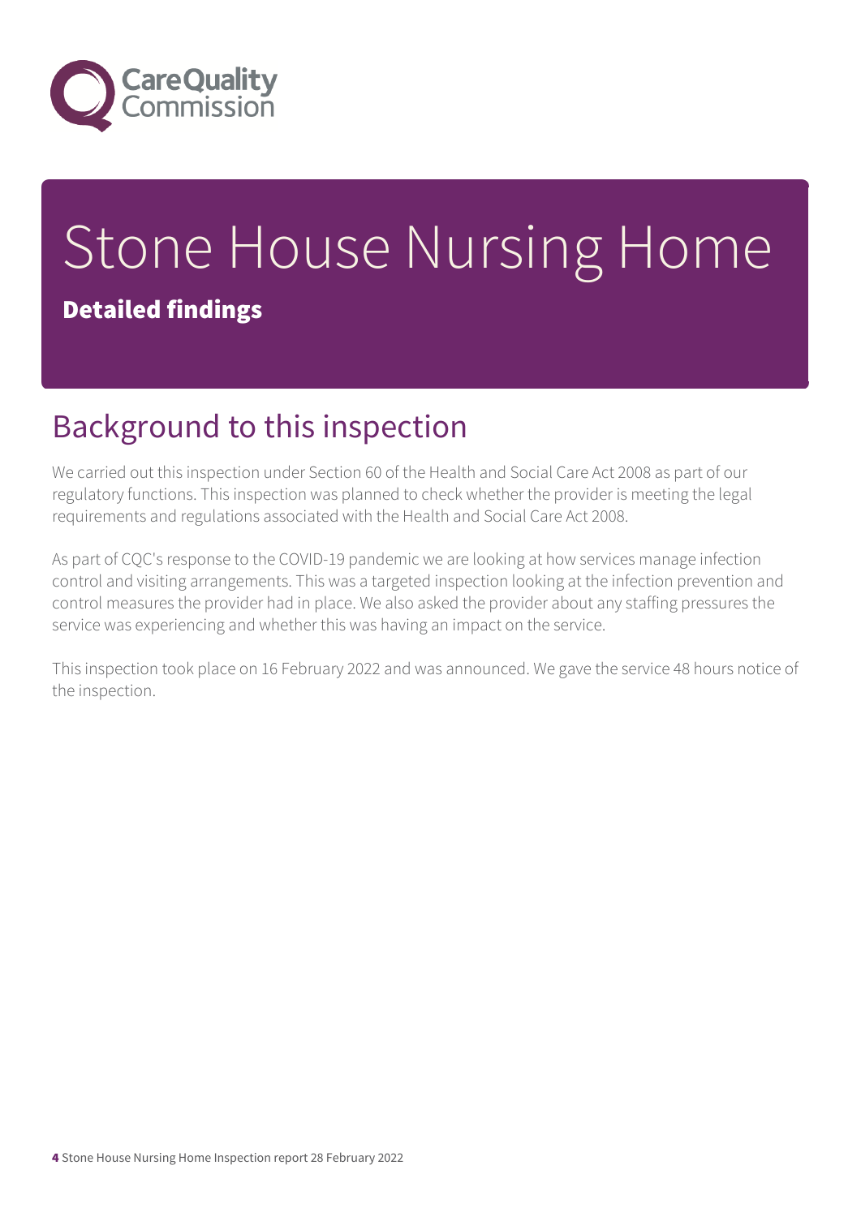# Stone House Nursing Home

**Detailed findings**

## Background to this inspection

We carried out this inspection under Section 60 of the Health and Social Care Act 2008 as part of our regulatory functions. This inspection was planned to check whether the provider is meeting the legal requirements and regulations associated with the Health and Social Care Act 2008.

As part of CQC's response to the COVID-19 pandemic we are looking at how services manage infection control and visiting arrangements. This was a targeted inspection looking at the infection prevention and control measures the provider had in place. We also asked the provider about any staffing pressures the service was experiencing and whether this was having an impact on the service.

This inspection took place on 16 February 2022 and was announced. We gave the service 48 hours notice of the inspection.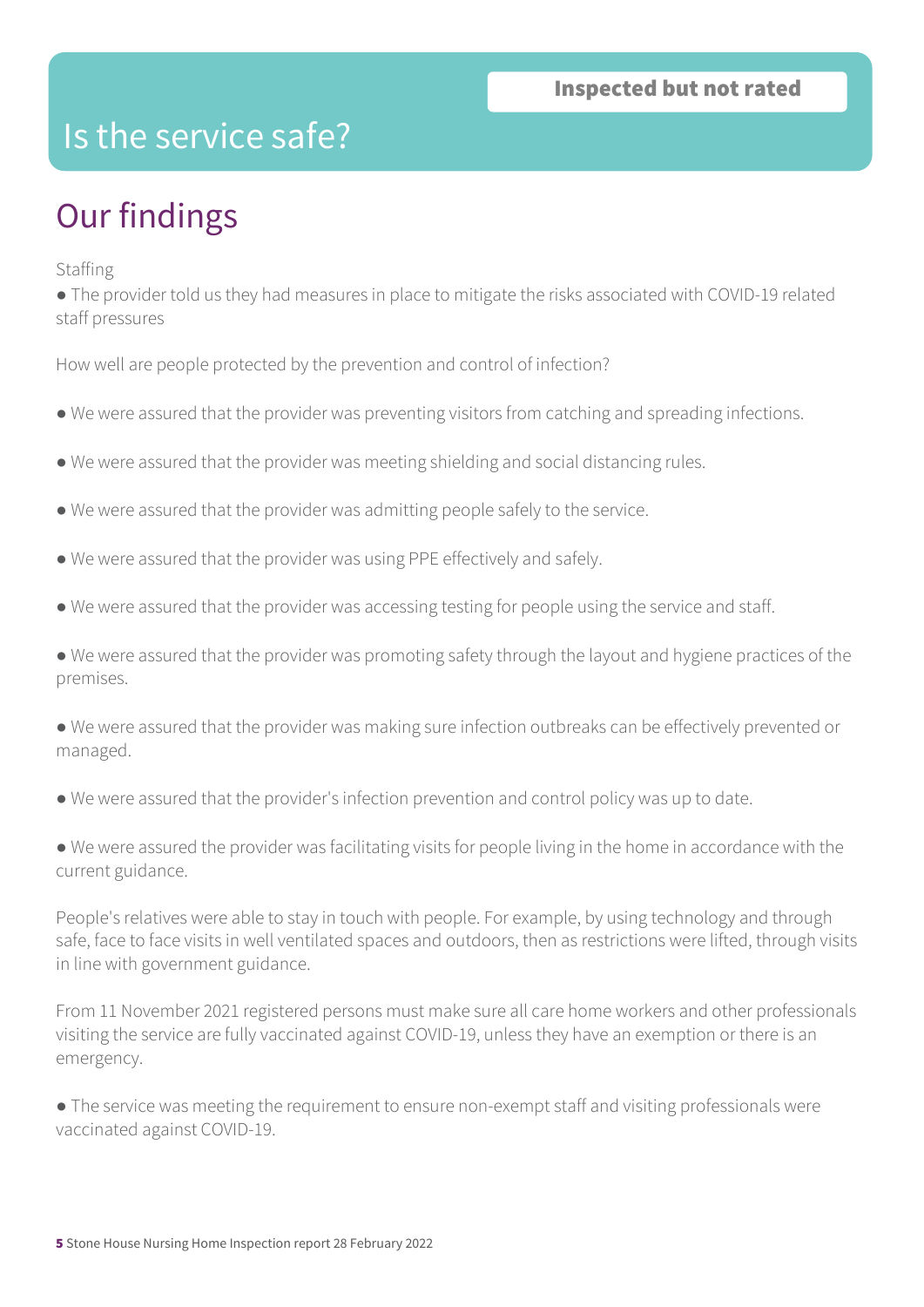# Is the service safe?

**Inspected but not rated**

## Our findings

Staffing

- The provider told us they had measures in place to mitigate the risks associated with COVID-19 related staff pressures

How well are people protected by the prevention and control of infection?

- We were assured that the provider was preventing visitors from catching and spreading infections.
- We were assured that the provider was meeting shielding and social distancing rules.
- We were assured that the provider was admitting people safely to the service.
- We were assured that the provider was using PPE effectively and safely.
- We were assured that the provider was accessing testing for people using the service and staff.
- We were assured that the provider was promoting safety through the layout and hygiene practices of the premises.
- We were assured that the provider was making sure infection outbreaks can be effectively prevented or managed.
- We were assured that the provider's infection prevention and control policy was up to date.
- We were assured the provider was facilitating visits for people living in the home in accordance with the current guidance.

People's relatives were able to stay in touch with people. For example, by using technology and through safe, face to face visits in well ventilated spaces and outdoors, then as restrictions were lifted, through visits in line with government guidance.

From 11 November 2021 registered persons must make sure all care home workers and other professionals visiting the service are fully vaccinated against COVID-19, unless they have an exemption or there is an emergency.

- The service was meeting the requirement to ensure non-exempt staff and visiting professionals were vaccinated against COVID-19.